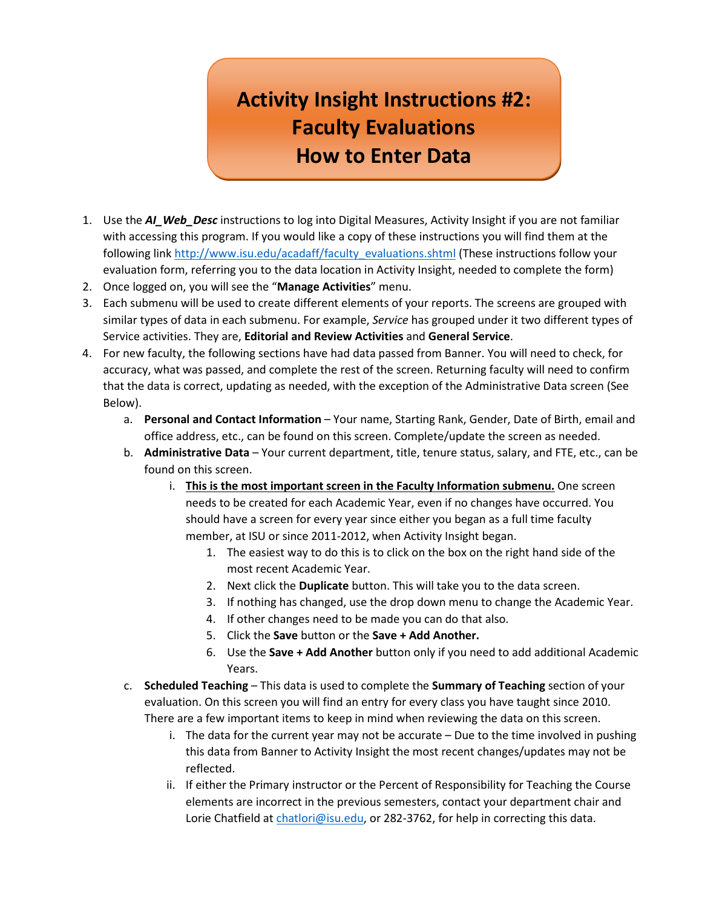# Activity Insight Instructions #2: Faculty Evaluations How to Enter Data

1. Use the ***AI_Web_Desc*** instructions to log into Digital Measures, Activity Insight if you are not familiar with accessing this program. If you would like a copy of these instructions you will find them at the following link [http://www.isu.edu/acadaff/faculty_evaluations.shtml](http://www.isu.edu/acadaff/faculty_evaluations.shtml) (These instructions follow your evaluation form, referring you to the data location in Activity Insight, needed to complete the form)
2. Once logged on, you will see the "**Manage Activities**" menu.
3. Each submenu will be used to create different elements of your reports. The screens are grouped with similar types of data in each submenu. For example, *Service* has grouped under it two different types of Service activities. They are, **Editorial and Review Activities** and **General Service**.
4. For new faculty, the following sections have had data passed from Banner. You will need to check, for accuracy, what was passed, and complete the rest of the screen. Returning faculty will need to confirm that the data is correct, updating as needed, with the exception of the Administrative Data screen (See Below).
   a. **Personal and Contact Information** – Your name, Starting Rank, Gender, Date of Birth, email and office address, etc., can be found on this screen. Complete/update the screen as needed.
   b. **Administrative Data** – Your current department, title, tenure status, salary, and FTE, etc., can be found on this screen.
      i. **<u>This is the most important screen in the Faculty Information submenu.</u>** One screen needs to be created for each Academic Year, even if no changes have occurred. You should have a screen for every year since either you began as a full time faculty member, at ISU or since 2011-2012, when Activity Insight began.
         1. The easiest way to do this is to click on the box on the right hand side of the most recent Academic Year.
         2. Next click the **Duplicate** button. This will take you to the data screen.
         3. If nothing has changed, use the drop down menu to change the Academic Year.
         4. If other changes need to be made you can do that also.
         5. Click the **Save** button or the **Save + Add Another.**
         6. Use the **Save + Add Another** button only if you need to add additional Academic Years.
   c. **Scheduled Teaching** – This data is used to complete the **Summary of Teaching** section of your evaluation. On this screen you will find an entry for every class you have taught since 2010. There are a few important items to keep in mind when reviewing the data on this screen.
      i. The data for the current year may not be accurate – Due to the time involved in pushing this data from Banner to Activity Insight the most recent changes/updates may not be reflected.
      ii. If either the Primary instructor or the Percent of Responsibility for Teaching the Course elements are incorrect in the previous semesters, contact your department chair and Lorie Chatfield at [chatlori@isu.edu](mailto:chatlori@isu.edu), or 282-3762, for help in correcting this data.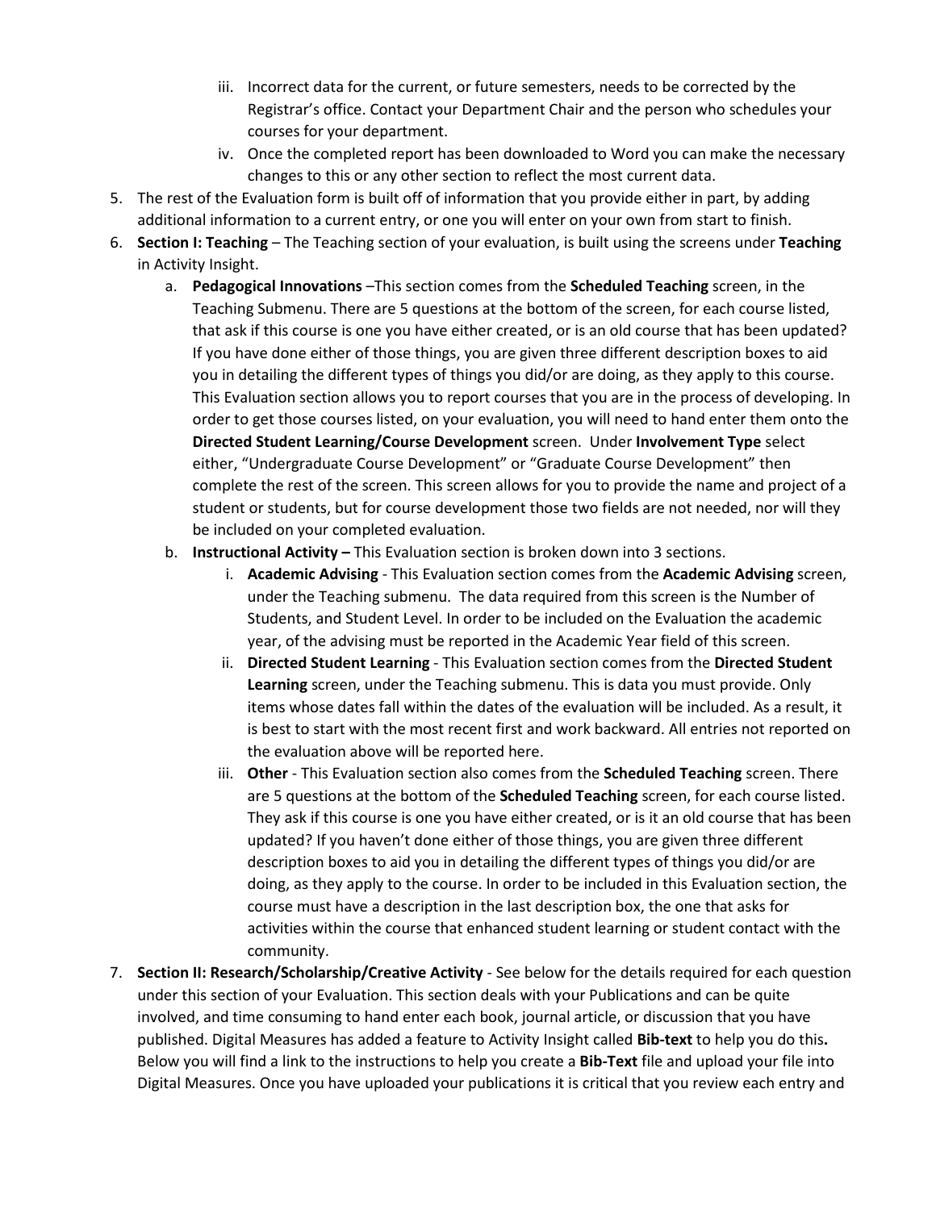iii. Incorrect data for the current, or future semesters, needs to be corrected by the Registrar's office. Contact your Department Chair and the person who schedules your courses for your department.
   iv. Once the completed report has been downloaded to Word you can make the necessary changes to this or any other section to reflect the most current data.

5. The rest of the Evaluation form is built off of information that you provide either in part, by adding additional information to a current entry, or one you will enter on your own from start to finish.
6. **Section I: Teaching** – The Teaching section of your evaluation, is built using the screens under **Teaching** in Activity Insight.
   a. **Pedagogical Innovations** –This section comes from the **Scheduled Teaching** screen, in the Teaching Submenu. There are 5 questions at the bottom of the screen, for each course listed, that ask if this course is one you have either created, or is an old course that has been updated? If you have done either of those things, you are given three different description boxes to aid you in detailing the different types of things you did/or are doing, as they apply to this course. This Evaluation section allows you to report courses that you are in the process of developing. In order to get those courses listed, on your evaluation, you will need to hand enter them onto the **Directed Student Learning/Course Development** screen. Under **Involvement Type** select either, "Undergraduate Course Development" or "Graduate Course Development" then complete the rest of the screen. This screen allows for you to provide the name and project of a student or students, but for course development those two fields are not needed, nor will they be included on your completed evaluation.
   b. **Instructional Activity –** This Evaluation section is broken down into 3 sections.
      i. **Academic Advising** - This Evaluation section comes from the **Academic Advising** screen, under the Teaching submenu. The data required from this screen is the Number of Students, and Student Level. In order to be included on the Evaluation the academic year, of the advising must be reported in the Academic Year field of this screen.
      ii. **Directed Student Learning** - This Evaluation section comes from the **Directed Student Learning** screen, under the Teaching submenu. This is data you must provide. Only items whose dates fall within the dates of the evaluation will be included. As a result, it is best to start with the most recent first and work backward. All entries not reported on the evaluation above will be reported here.
      iii. **Other** - This Evaluation section also comes from the **Scheduled Teaching** screen. There are 5 questions at the bottom of the **Scheduled Teaching** screen, for each course listed. They ask if this course is one you have either created, or is it an old course that has been updated? If you haven't done either of those things, you are given three different description boxes to aid you in detailing the different types of things you did/or are doing, as they apply to the course. In order to be included in this Evaluation section, the course must have a description in the last description box, the one that asks for activities within the course that enhanced student learning or student contact with the community.
7. **Section II: Research/Scholarship/Creative Activity** - See below for the details required for each question under this section of your Evaluation. This section deals with your Publications and can be quite involved, and time consuming to hand enter each book, journal article, or discussion that you have published. Digital Measures has added a feature to Activity Insight called **Bib-text** to help you do this**.** Below you will find a link to the instructions to help you create a **Bib-Text** file and upload your file into Digital Measures. Once you have uploaded your publications it is critical that you review each entry and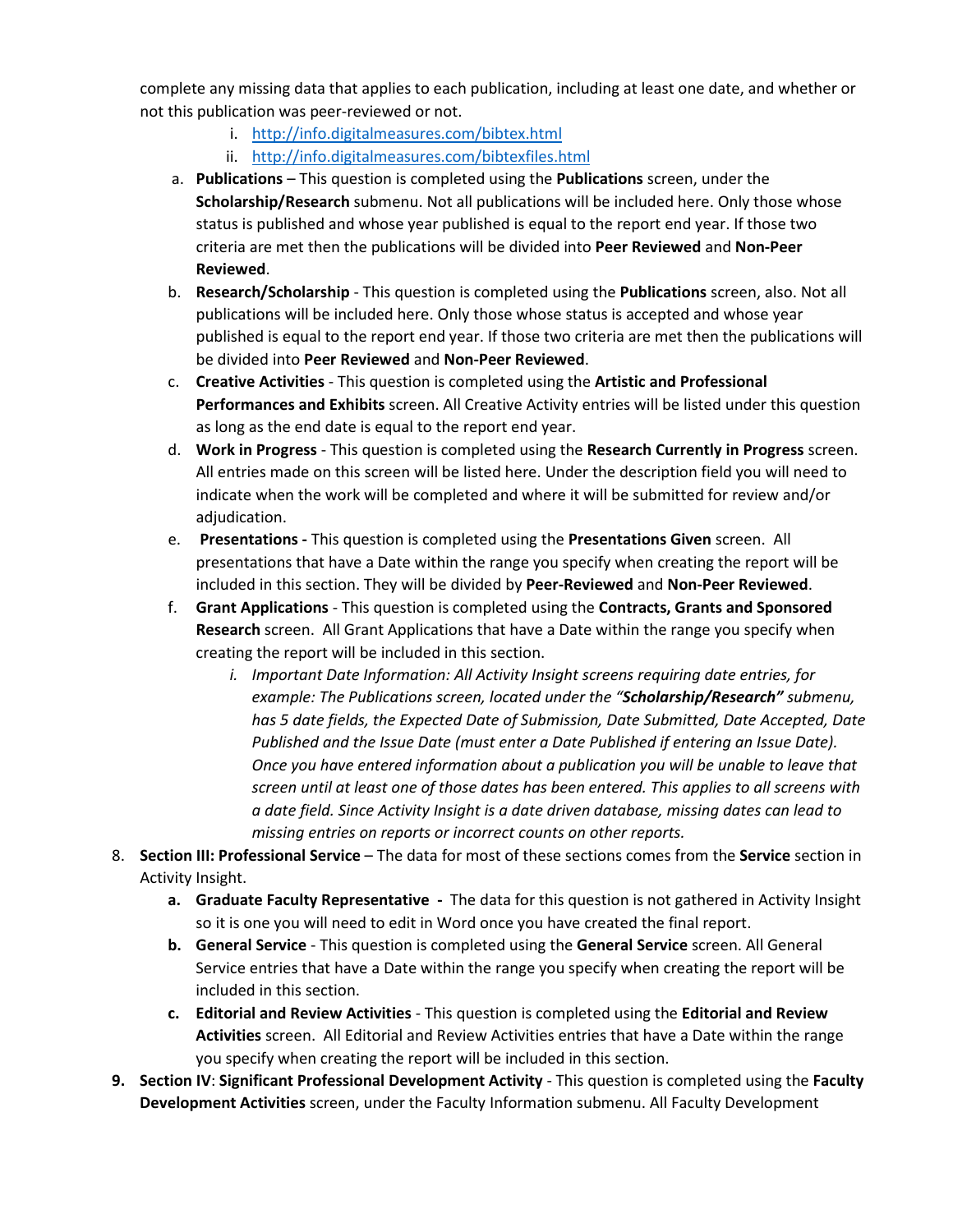complete any missing data that applies to each publication, including at least one date, and whether or not this publication was peer-reviewed or not.

   i. http://info.digitalmeasures.com/bibtex.html
   ii. http://info.digitalmeasures.com/bibtexfiles.html

a. **Publications** – This question is completed using the **Publications** screen, under the **Scholarship/Research** submenu. Not all publications will be included here. Only those whose status is published and whose year published is equal to the report end year. If those two criteria are met then the publications will be divided into **Peer Reviewed** and **Non-Peer Reviewed**.

b. **Research/Scholarship** - This question is completed using the **Publications** screen, also. Not all publications will be included here. Only those whose status is accepted and whose year published is equal to the report end year. If those two criteria are met then the publications will be divided into **Peer Reviewed** and **Non-Peer Reviewed**.

c. **Creative Activities** - This question is completed using the **Artistic and Professional Performances and Exhibits** screen. All Creative Activity entries will be listed under this question as long as the end date is equal to the report end year.

d. **Work in Progress** - This question is completed using the **Research Currently in Progress** screen. All entries made on this screen will be listed here. Under the description field you will need to indicate when the work will be completed and where it will be submitted for review and/or adjudication.

e. **Presentations -** This question is completed using the **Presentations Given** screen. All presentations that have a Date within the range you specify when creating the report will be included in this section. They will be divided by **Peer-Reviewed** and **Non-Peer Reviewed**.

f. **Grant Applications** - This question is completed using the **Contracts, Grants and Sponsored Research** screen. All Grant Applications that have a Date within the range you specify when creating the report will be included in this section.

   i. *Important Date Information: All Activity Insight screens requiring date entries, for example: The Publications screen, located under the "**Scholarship/Research**" submenu, has 5 date fields, the Expected Date of Submission, Date Submitted, Date Accepted, Date Published and the Issue Date (must enter a Date Published if entering an Issue Date). Once you have entered information about a publication you will be unable to leave that screen until at least one of those dates has been entered. This applies to all screens with a date field. Since Activity Insight is a date driven database, missing dates can lead to missing entries on reports or incorrect counts on other reports.*

8. **Section III: Professional Service** – The data for most of these sections comes from the **Service** section in Activity Insight.
   a. **Graduate Faculty Representative -** The data for this question is not gathered in Activity Insight so it is one you will need to edit in Word once you have created the final report.
   b. **General Service** - This question is completed using the **General Service** screen. All General Service entries that have a Date within the range you specify when creating the report will be included in this section.
   c. **Editorial and Review Activities** - This question is completed using the **Editorial and Review Activities** screen. All Editorial and Review Activities entries that have a Date within the range you specify when creating the report will be included in this section.

9. **Section IV**: **Significant Professional Development Activity** - This question is completed using the **Faculty Development Activities** screen, under the Faculty Information submenu. All Faculty Development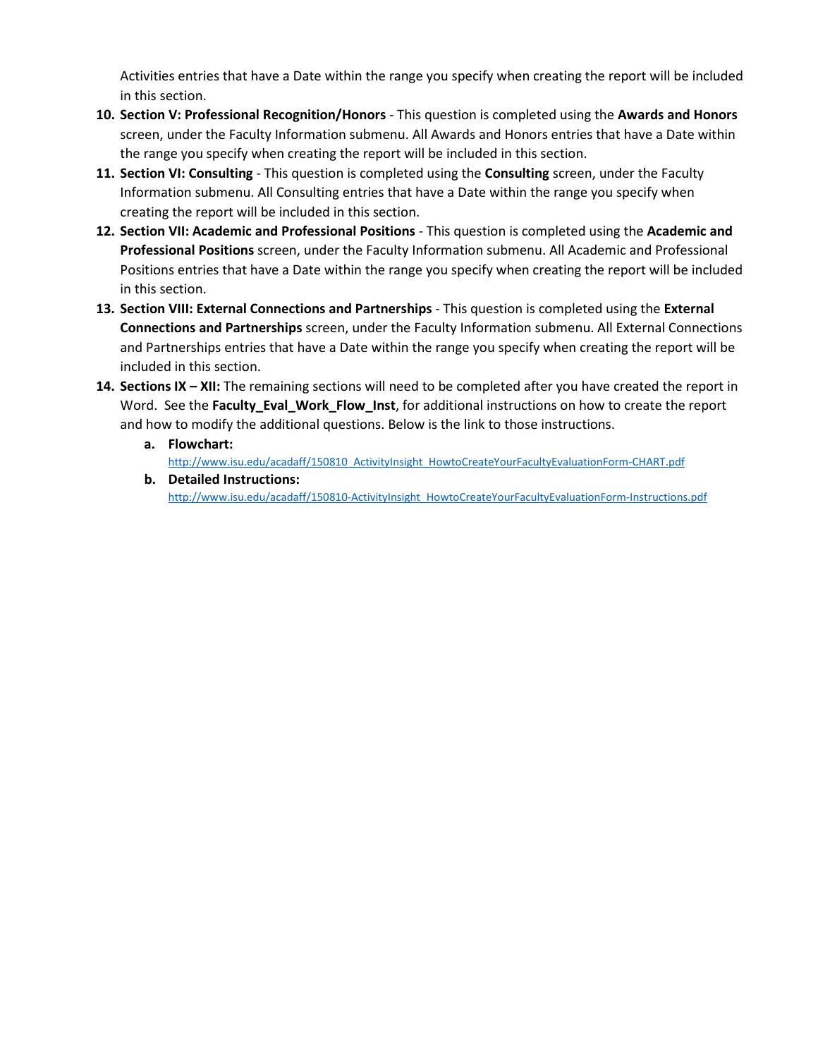Activities entries that have a Date within the range you specify when creating the report will be included in this section.

10. **Section V: Professional Recognition/Honors** - This question is completed using the **Awards and Honors** screen, under the Faculty Information submenu. All Awards and Honors entries that have a Date within the range you specify when creating the report will be included in this section.
11. **Section VI: Consulting** - This question is completed using the **Consulting** screen, under the Faculty Information submenu. All Consulting entries that have a Date within the range you specify when creating the report will be included in this section.
12. **Section VII: Academic and Professional Positions** - This question is completed using the **Academic and Professional Positions** screen, under the Faculty Information submenu. All Academic and Professional Positions entries that have a Date within the range you specify when creating the report will be included in this section.
13. **Section VIII: External Connections and Partnerships** - This question is completed using the **External Connections and Partnerships** screen, under the Faculty Information submenu. All External Connections and Partnerships entries that have a Date within the range you specify when creating the report will be included in this section.
14. **Sections IX – XII:** The remaining sections will need to be completed after you have created the report in Word. See the **Faculty_Eval_Work_Flow_Inst**, for additional instructions on how to create the report and how to modify the additional questions. Below is the link to those instructions.
    a. **Flowchart:** http://www.isu.edu/acadaff/150810_ActivityInsight_HowtoCreateYourFacultyEvaluationForm-CHART.pdf
    b. **Detailed Instructions:** http://www.isu.edu/acadaff/150810-ActivityInsight_HowtoCreateYourFacultyEvaluationForm-Instructions.pdf